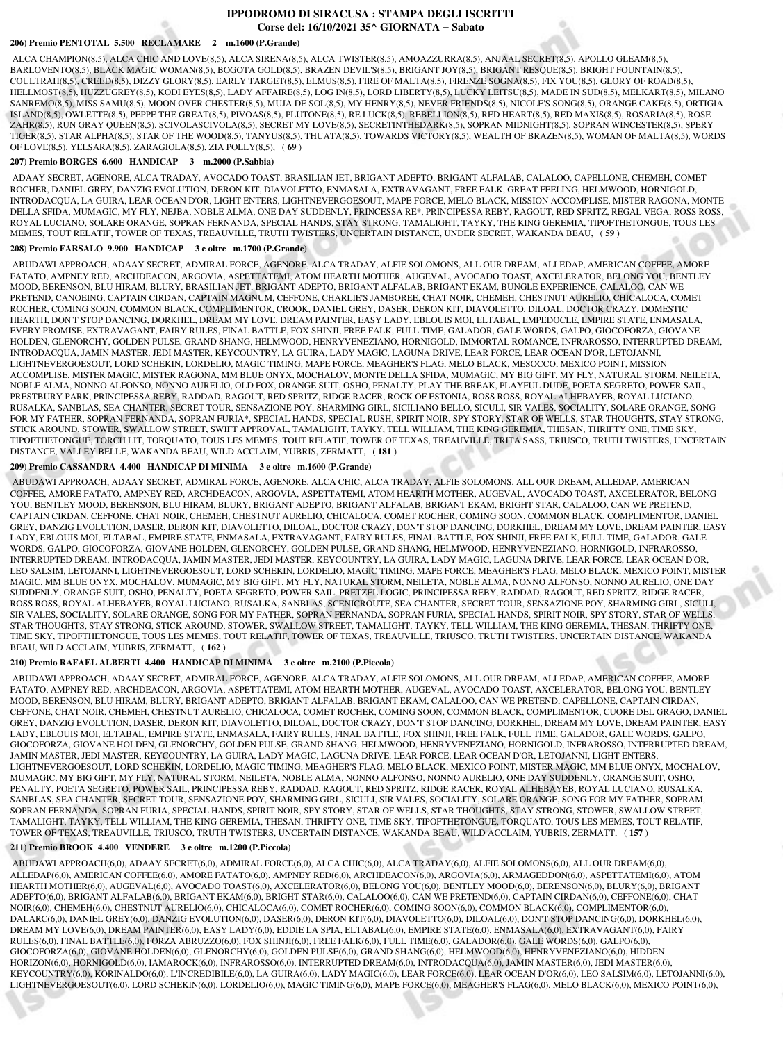# IPPODROMO DI SIRACUSA : STAMPA DEGLI ISCRITTI

## Corse del: 16/10/2021 35^ GIORNATA – Sabato

### 206) Premio PENTOTAL 5.500 RECLAMARE 2 m.1600 (P.Grande)

ALCA CHAMPION(8,5), ALCA CHIC AND LOVE(8,5), ALCA SIRENA(8,5), ALCA TWISTER(8,5), AMOAZZURRA(8,5), ANJAAL SECRET(8,5), APOLLO GLEAM(8,5), BARLOVENTO(8,5), BLACK MAGIC WOMAN(8,5), BOGOTA GOLD(8,5), BRAZEN DEVIL'S(8,5), BRIGANT JOY(8,5), BRIGANT RESQUE(8,5), BRIGHT FOUNTAIN(8,5), COULTRAH(8,5), CREED(8,5), DIZZY GLORY(8,5), EARLY TARGET(8,5), ELMUS(8,5), FIRE OF MALTA(8,5), FIRENZE SOGNA(8,5), FIX YOU(8,5), GLORY OF ROAD(8,5), HELLMOST(8,5), HUZZUGREY(8,5), KODI EYES(8,5), LADY AFFAIRE(8,5), LOG IN(8,5), LORD LIBERTY(8,5), LUCKY LEITSU(8,5), MADE IN SUD(8,5), MELKART(8,5), MILANO SANREMO(8,5), MISS SAMU(8,5), MOON OVER CHESTER(8,5), MUJA DE SOL(8,5), MY HENRY(8,5), NEVER FRIENDS(8,5), NICOLE'S SONG(8,5), ORANGE CAKE(8,5), ORTIGIA ISLAND(8,5), OWLETTE(8,5), PEPPE THE GREAT(8,5), PIVOAS(8,5), PLUTONE(8,5), RE LUCK(8,5), REBELLION(8,5), RED HEART(8,5), RED MAXIS(8,5), ROSARIA(8,5), ROSE ZAHR(8,5), RUN GRAY QUEEN(8,5), SCIVOLASCIVOLA(8,5), SECRET MY LOVE(8,5), SECRETINTHEDARK(8,5), SOPRAN MIDNIGHT(8,5), SOPRAN WINCESTER(8,5), SPERY TIGER(8,5), STAR ALPHA(8,5), STAR OF THE WOOD(8,5), TANYUS(8,5), THUATA(8,5), TOWARDS VICTORY(8,5), WEALTH OF BRAZEN(8,5), WOMAN OF MALTA(8,5), WORDS OF LOVE(8,5), YELSARA(8,5), ZARAGIOLA(8,5), ZIA POLLY(8,5), ( **69** )

### 207) Premio BORGES 6.600 HANDICAP 3 m.2000 (P.Sabbia)

ADAAY SECRET, AGENORE, ALCA TRADAY, AVOCADO TOAST, BRASILIAN JET, BRIGANT ADEPTO, BRIGANT ALFALAB, CALALOO, CAPELLONE, CHEMEH, COMET ROCHER, DANIEL GREY, DANZIG EVOLUTION, DERON KIT, DIAVOLETTO, ENMASALA, EXTRAVAGANT, FREE FALK, GREAT FEELING, HELMWOOD, HORNIGOLD, INTRODACQUA, LA GUIRA, LEAR OCEAN D'OR, LIGHT ENTERS, LIGHTNEVERGOESOUT, MAPE FORCE, MELO BLACK, MISSION ACCOMPLISE, MISTER RAGONA, MONTE DELLA SFIDA, MUMAGIC, MY FLY, NEJBA, NOBLE ALMA, ONE DAY SUDDENLY, PRINCESSA RE*, PRINCIPESSA REBY, RAGOUT, RED SPRITZ, REGAL VEGA, ROSS ROSS, ROYAL LUCIANO, SOLARE ORANGE, SOPRAN FERNANDA, SPECIAL HANDS, STAY STRONG, TAMALIGHT, TAYKY, THE KING GEREMIA, TIPOFTHETONGUE, TOUS LES MEMES, TOUT RELATIF, TOWER OF TEXAS, TREAUVILLE, TRUTH TWISTERS, UNCERTAIN DISTANCE, UNDER SECRET, WAKANDA BEAU, ( **59** )

### 208) Premio FARSALO 9.900 HANDICAP 3 e oltre m.1700 (P.Grande)

ABUDAWI APPROACH, ADAAY SECRET, ADMIRAL FORCE, AGENORE, ALCA TRADAY, ALFIE SOLOMONS, ALL OUR DREAM, ALLEDAP, AMERICAN COFFEE, AMORE FATATO, AMPNEY RED, ARCHDEACON, ARGOVIA, ASPETTATEMI, ATOM HEARTH MOTHER, AUGEVAL, AVOCADO TOAST, AXCELERATOR, BELONG YOU, BENTLEY MOOD, BERENSON, BLU HIRAM, BLURY, BRASILIAN JET, BRIGANT ADEPTO, BRIGANT ALFALAB, BRIGANT EKAM, BUNGLE EXPERIENCE, CALALOO, CAN WE PRETEND, CANOEING, CAPTAIN CIRDAN, CAPTAIN MAGNUM, CEFFONE, CHARLIE'S JAMBOREE, CHAT NOIR, CHEMEH, CHESTNUT AURELIO, CHICALOCA, COMET ROCHER, COMING SOON, COMMON BLACK, COMPLIMENTOR, CROOK, DANIEL GREY, DASER, DERON KIT, DIAVOLETTO, DILOAL, DOCTOR CRAZY, DOMESTIC HEARTH, DON'T STOP DANCING, DORKHEL, DREAM MY LOVE, DREAM PAINTER, EASY LADY, EBLOUIS MOI, ELTABAL, EMPEDOCLE, EMPIRE STATE, ENMASALA, EVERY PROMISE, EXTRAVAGANT, FAIRY RULES, FINAL BATTLE, FOX SHINJI, FREE FALK, FULL TIME, GALADOR, GALE WORDS, GALPO, GIOCOFORZA, GIOVANE HOLDEN, GLENORCHY, GOLDEN PULSE, GRAND SHANG, HELMWOOD, HENRYVENEZIANO, HORNIGOLD, IMMORTAL ROMANCE, INFRAROSSO, INTERRUPTED DREAM, INTRODACQUA, JAMIN MASTER, JEDI MASTER, KEYCOUNTRY, LA GUIRA, LADY MAGIC, LAGUNA DRIVE, LEAR FORCE, LEAR OCEAN D'OR, LETOJANNI, LIGHTNEVERGOESOUT, LORD SCHEKIN, LORDELIO, MAGIC TIMING, MAPE FORCE, MEAGHER'S FLAG, MELO BLACK, MESOCCO, MEXICO POINT, MISSION ACCOMPLISE, MISTER MAGIC, MISTER RAGONA, MM BLUE ONYX, MOCHALOV, MONTE DELLA SFIDA, MUMAGIC, MY BIG GIFT, MY FLY, NATURAL STORM, NEILETA, NOBLE ALMA, NONNO ALFONSO, NONNO AURELIO, OLD FOX, ORANGE SUIT, OSHO, PENALTY, PLAY THE BREAK, PLAYFUL DUDE, POETA SEGRETO, POWER SAIL, PRESTBURY PARK, PRINCIPESSA REBY, RADDAD, RAGOUT, RED SPRITZ, RIDGE RACER, ROCK OF ESTONIA, ROSS ROSS, ROYAL ALHEBAYEB, ROYAL LUCIANO, RUSALKA, SANBLAS, SEA CHANTER, SECRET TOUR, SENSAZIONE POY, SHARMING GIRL, SICILIANO BELLO, SICULI, SIR VALES, SOCIALITY, SOLARE ORANGE, SONG FOR MY FATHER, SOPRAN FERNANDA, SOPRAN FURIA*, SPECIAL HANDS, SPECIAL RUSH, SPIRIT NOIR, SPY STORY, STAR OF WELLS, STAR THOUGHTS, STAY STRONG, STICK AROUND, STOWER, SWALLOW STREET, SWIFT APPROVAL, TAMALIGHT, TAYKY, TELL WILLIAM, THE KING GEREMIA, THESAN, THRIFTY ONE, TIME SKY, TIPOFTHETONGUE, TORCH LIT, TORQUATO, TOUS LES MEMES, TOUT RELATIF, TOWER OF TEXAS, TREAUVILLE, TRITA SASS, TRIUSCO, TRUTH TWISTERS, UNCERTAIN DISTANCE, VALLEY BELLE, WAKANDA BEAU, WILD ACCLAIM, YUBRIS, ZERMATT, ( **181** )

### 209) Premio CASSANDRA 4.400 HANDICAP DI MINIMA 3 e oltre m.1600 (P.Grande)

ABUDAWI APPROACH, ADAAY SECRET, ADMIRAL FORCE, AGENORE, ALCA CHIC, ALCA TRADAY, ALFIE SOLOMONS, ALL OUR DREAM, ALLEDAP, AMERICAN COFFEE, AMORE FATATO, AMPNEY RED, ARCHDEACON, ARGOVIA, ASPETTATEMI, ATOM HEARTH MOTHER, AUGEVAL, AVOCADO TOAST, AXCELERATOR, BELONG YOU, BENTLEY MOOD, BERENSON, BLU HIRAM, BLURY, BRIGANT ADEPTO, BRIGANT ALFALAB, BRIGANT EKAM, BRIGHT STAR, CALALOO, CAN WE PRETEND, CAPTAIN CIRDAN, CEFFONE, CHAT NOIR, CHEMEH, CHESTNUT AURELIO, CHICALOCA, COMET ROCHER, COMING SOON, COMMON BLACK, COMPLIMENTOR, DANIEL GREY, DANZIG EVOLUTION, DASER, DERON KIT, DIAVOLETTO, DILOAL, DOCTOR CRAZY, DON'T STOP DANCING, DORKHEL, DREAM MY LOVE, DREAM PAINTER, EASY LADY, EBLOUIS MOI, ELTABAL, EMPIRE STATE, ENMASALA, EXTRAVAGANT, FAIRY RULES, FINAL BATTLE, FOX SHINJI, FREE FALK, FULL TIME, GALADOR, GALE WORDS, GALPO, GIOCOFORZA, GIOVANE HOLDEN, GLENORCHY, GOLDEN PULSE, GRAND SHANG, HELMWOOD, HENRYVENEZIANO, HORNIGOLD, INFRAROSSO, INTERRUPTED DREAM, INTRODACQUA, JAMIN MASTER, JEDI MASTER, KEYCOUNTRY, LA GUIRA, LADY MAGIC, LAGUNA DRIVE, LEAR FORCE, LEAR OCEAN D'OR, LEO SALSIM, LETOJANNI, LIGHTNEVERGOESOUT, LORD SCHEKIN, LORDELIO, MAGIC TIMING, MAPE FORCE, MEAGHER'S FLAG, MELO BLACK, MEXICO POINT, MISTER MAGIC, MM BLUE ONYX, MOCHALOV, MUMAGIC, MY BIG GIFT, MY FLY, NATURAL STORM, NEILETA, NOBLE ALMA, NONNO ALFONSO, NONNO AURELIO, ONE DAY SUDDENLY, ORANGE SUIT, OSHO, PENALTY, POETA SEGRETO, POWER SAIL, PRETZEL LOGIC, PRINCIPESSA REBY, RADDAD, RAGOUT, RED SPRITZ, RIDGE RACER, ROSS ROSS, ROYAL ALHEBAYEB, ROYAL LUCIANO, RUSALKA, SANBLAS, SCENICROUTE, SEA CHANTER, SECRET TOUR, SENSAZIONE POY, SHARMING GIRL, SICULI, SIR VALES, SOCIALITY, SOLARE ORANGE, SONG FOR MY FATHER, SOPRAN FERNANDA, SOPRAN FURIA, SPECIAL HANDS, SPIRIT NOIR, SPY STORY, STAR OF WELLS, STAR THOUGHTS, STAY STRONG, STICK AROUND, STOWER, SWALLOW STREET, TAMALIGHT, TAYKY, TELL WILLIAM, THE KING GEREMIA, THESAN, THRIFTY ONE, TIME SKY, TIPOFTHETONGUE, TOUS LES MEMES, TOUT RELATIF, TOWER OF TEXAS, TREAUVILLE, TRIUSCO, TRUTH TWISTERS, UNCERTAIN DISTANCE, WAKANDA BEAU, WILD ACCLAIM, YUBRIS, ZERMATT, ( **162** )

### 210) Premio RAFAEL ALBERTI 4.400 HANDICAP DI MINIMA 3 e oltre m.2100 (P.Piccola)

ABUDAWI APPROACH, ADAAY SECRET, ADMIRAL FORCE, AGENORE, ALCA TRADAY, ALFIE SOLOMONS, ALL OUR DREAM, ALLEDAP, AMERICAN COFFEE, AMORE FATATO, AMPNEY RED, ARCHDEACON, ARGOVIA, ASPETTATEMI, ATOM HEARTH MOTHER, AUGEVAL, AVOCADO TOAST, AXCELERATOR, BELONG YOU, BENTLEY MOOD, BERENSON, BLU HIRAM, BLURY, BRIGANT ADEPTO, BRIGANT ALFALAB, BRIGANT EKAM, CALALOO, CAN WE PRETEND, CAPELLONE, CAPTAIN CIRDAN, CEFFONE, CHAT NOIR, CHEMEH, CHESTNUT AURELIO, CHICALOCA, COMET ROCHER, COMING SOON, COMMON BLACK, COMPLIMENTOR, CUORE DEL GRAGO, DANIEL GREY, DANZIG EVOLUTION, DASER, DERON KIT, DIAVOLETTO, DILOAL, DOCTOR CRAZY, DON'T STOP DANCING, DORKHEL, DREAM MY LOVE, DREAM PAINTER, EASY LADY, EBLOUIS MOI, ELTABAL, EMPIRE STATE, ENMASALA, FAIRY RULES, FINAL BATTLE, FOX SHINJI, FREE FALK, FULL TIME, GALADOR, GALE WORDS, GALPO, GIOCOFORZA, GIOVANE HOLDEN, GLENORCHY, GOLDEN PULSE, GRAND SHANG, HELMWOOD, HENRYVENEZIANO, HORNIGOLD, INFRAROSSO, INTERRUPTED DREAM, JAMIN MASTER, JEDI MASTER, KEYCOUNTRY, LA GUIRA, LADY MAGIC, LAGUNA DRIVE, LEAR FORCE, LEAR OCEAN D'OR, LETOJANNI, LIGHT ENTERS, LIGHTNEVERGOESOUT, LORD SCHEKIN, LORDELIO, MAGIC TIMING, MEAGHER'S FLAG, MELO BLACK, MEXICO POINT, MISTER MAGIC, MM BLUE ONYX, MOCHALOV, MUMAGIC, MY BIG GIFT, MY FLY, NATURAL STORM, NEILETA, NOBLE ALMA, NONNO ALFONSO, NONNO AURELIO, ONE DAY SUDDENLY, ORANGE SUIT, OSHO, PENALTY, POETA SEGRETO, POWER SAIL, PRINCIPESSA REBY, RADDAD, RAGOUT, RED SPRITZ, RIDGE RACER, ROYAL ALHEBAYEB, ROYAL LUCIANO, RUSALKA, SANBLAS, SEA CHANTER, SECRET TOUR, SENSAZIONE POY, SHARMING GIRL, SICULI, SIR VALES, SOCIALITY, SOLARE ORANGE, SONG FOR MY FATHER, SOPRAM, SOPRAN FERNANDA, SOPRAN FURIA, SPECIAL HANDS, SPIRIT NOIR, SPY STORY, STAR OF WELLS, STAR THOUGHTS, STAY STRONG, STOWER, SWALLOW STREET, TAMALIGHT, TAYKY, TELL WILLIAM, THE KING GEREMIA, THESAN, THRIFTY ONE, TIME SKY, TIPOFTHETONGUE, TORQUATO, TOUS LES MEMES, TOUT RELATIF, TOWER OF TEXAS, TREAUVILLE, TRIUSCO, TRUTH TWISTERS, UNCERTAIN DISTANCE, WAKANDA BEAU, WILD ACCLAIM, YUBRIS, ZERMATT, ( **157** )

### 211) Premio BROOK 4.400 VENDERE 3 e oltre m.1200 (P.Piccola)

ABUDAWI APPROACH(6,0), ADAAY SECRET(6,0), ADMIRAL FORCE(6,0), ALCA CHIC(6,0), ALCA TRADAY(6,0), ALFIE SOLOMONS(6,0), ALL OUR DREAM(6,0), ALLEDAP(6,0), AMERICAN COFFEE(6,0), AMORE FATATO(6,0), AMPNEY RED(6,0), ARCHDEACON(6,0), ARGOVIA(6,0), ARMAGEDDON(6,0), ASPETTATEMI(6,0), ATOM HEARTH MOTHER(6,0), AUGEVAL(6,0), AVOCADO TOAST(6,0), AXCELERATOR(6,0), BELONG YOU(6,0), BENTLEY MOOD(6,0), BERENSON(6,0), BLURY(6,0), BRIGANT ADEPTO(6,0), BRIGANT ALFALAB(6,0), BRIGANT EKAM(6,0), BRIGHT STAR(6,0), CALALOO(6,0), CAN WE PRETEND(6,0), CAPTAIN CIRDAN(6,0), CEFFONE(6,0), CHAT NOIR(6,0), CHEMEH(6,0), CHESTNUT AURELIO(6,0), CHICALOCA(6,0), COMET ROCHER(6,0), COMING SOON(6,0), COMMON BLACK(6,0), COMPLIMENTOR(6,0), DALARC(6,0), DANIEL GREY(6,0), DANZIG EVOLUTION(6,0), DASER(6,0), DERON KIT(6,0), DIAVOLETTO(6,0), DILOAL(6,0), DON'T STOP DANCING(6,0), DORKHEL(6,0), DREAM MY LOVE(6,0), DREAM PAINTER(6,0), EASY LADY(6,0), EDDIE LA SPIA, ELTABAL(6,0), EMPIRE STATE(6,0), ENMASALA(6,0), EXTRAVAGANT(6,0), FAIRY RULES(6,0), FINAL BATTLE(6,0), FORZA ABRUZZO(6,0), FOX SHINJI(6,0), FREE FALK(6,0), FULL TIME(6,0), GALADOR(6,0), GALE WORDS(6,0), GALPO(6,0), GIOCOFORZA(6,0), GIOVANE HOLDEN(6,0), GLENORCHY(6,0), GOLDEN PULSE(6,0), GRAND SHANG(6,0), HELMWOOD(6,0), HENRYVENEZIANO(6,0), HIDDEN HORIZON(6,0), HORNIGOLD(6,0), IAMAROCK(6,0), INFRAROSSO(6,0), INTERRUPTED DREAM(6,0), INTRODACQUA(6,0), JAMIN MASTER(6,0), JEDI MASTER(6,0), KEYCOUNTRY(6,0), KORINALDO(6,0), L'INCREDIBILE(6,0), LA GUIRA(6,0), LADY MAGIC(6,0), LEAR FORCE(6,0), LEAR OCEAN D'OR(6,0), LEO SALSIM(6,0), LETOJANNI(6,0), LIGHTNEVERGOESOUT(6,0), LORD SCHEKIN(6,0), LORDELIO(6,0), MAGIC TIMING(6,0), MAPE FORCE(6,0), MEAGHER'S FLAG(6,0), MELO BLACK(6,0), MEXICO POINT(6,0),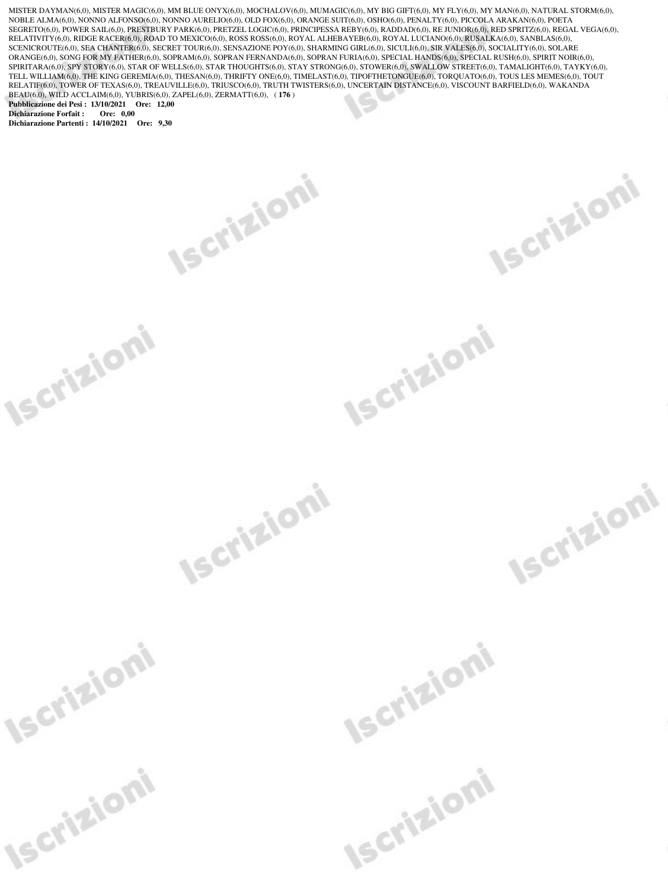MISTER DAYMAN(6,0), MISTER MAGIC(6,0), MM BLUE ONYX(6,0), MOCHALOV(6,0), MUMAGIC(6,0), MY BIG GIFT(6,0), MY FLY(6,0), MY MAN(6,0), NATURAL STORM(6,0), NOBLE ALMA(6,0), NONNO ALFONSO(6,0), NONNO AURELIO(6,0), OLD FOX(6,0), ORANGE SUIT(6,0), OSHO(6,0), PENALTY(6,0), PICCOLA ARAKAN(6,0), POETA SEGRETO(6,0), POWER SAIL(6,0), PRESTBURY PARK(6,0), PRETZEL LOGIC(6,0), PRINCIPESSA REBY(6,0), RADDAD(6,0), RE JUNIOR(6,0), RED SPRITZ(6,0), REGAL VEGA(6,0), RELATIVITY(6,0), RIDGE RACER(6,0), ROAD TO MEXICO(6,0), ROSS ROSS(6,0), ROYAL ALHEBAYEB(6,0), ROYAL LUCIANO(6,0), RUSALKA(6,0), SANBLAS(6,0), SCENICROUTE(6,0), SEA CHANTER(6,0), SECRET TOUR(6,0), SENSAZIONE POY(6,0), SHARMING GIRL(6,0), SICULI(6,0), SIR VALES(6,0), SOCIALITY(6,0), SOLARE ORANGE(6,0), SONG FOR MY FATHER(6,0), SOPRAM(6,0), SOPRAN FERNANDA(6,0), SOPRAN FURIA(6,0), SPECIAL HANDS(6,0), SPECIAL RUSH(6,0), SPIRIT NOIR(6,0), SPIRITARA(6,0), SPY STORY(6,0), STAR OF WELLS(6,0), STAR THOUGHTS(6,0), STAY STRONG(6,0), STOWER(6,0), SWALLOW STREET(6,0), TAMALIGHT(6,0), TAYKY(6,0), TELL WILLIAM(6,0), THE KING GEREMIA(6,0), THESAN(6,0), THRIFTY ONE(6,0), TIMELAST(6,0), TIPOFTHETONGUE(6,0), TORQUATO(6,0), TOUS LES MEMES(6,0), TOUT RELATIF(6,0), TOWER OF TEXAS(6,0), TREAUVILLE(6,0), TRIUSCO(6,0), TRUTH TWISTERS(6,0), UNCERTAIN DISTANCE(6,0), VISCOUNT BARFIELD(6,0), WAKANDA BEAU(6,0), WILD ACCLAIM(6,0), YUBRIS(6,0), ZAPEL(6,0), ZERMATT(6,0), ( **176** )

**Pubblicazione dei Pesi : 13/10/2021 Ore: 12,00**

**Dichiarazione Forfait : Ore: 0,00**

**Dichiarazione Partenti : 14/10/2021 Ore: 9,30**